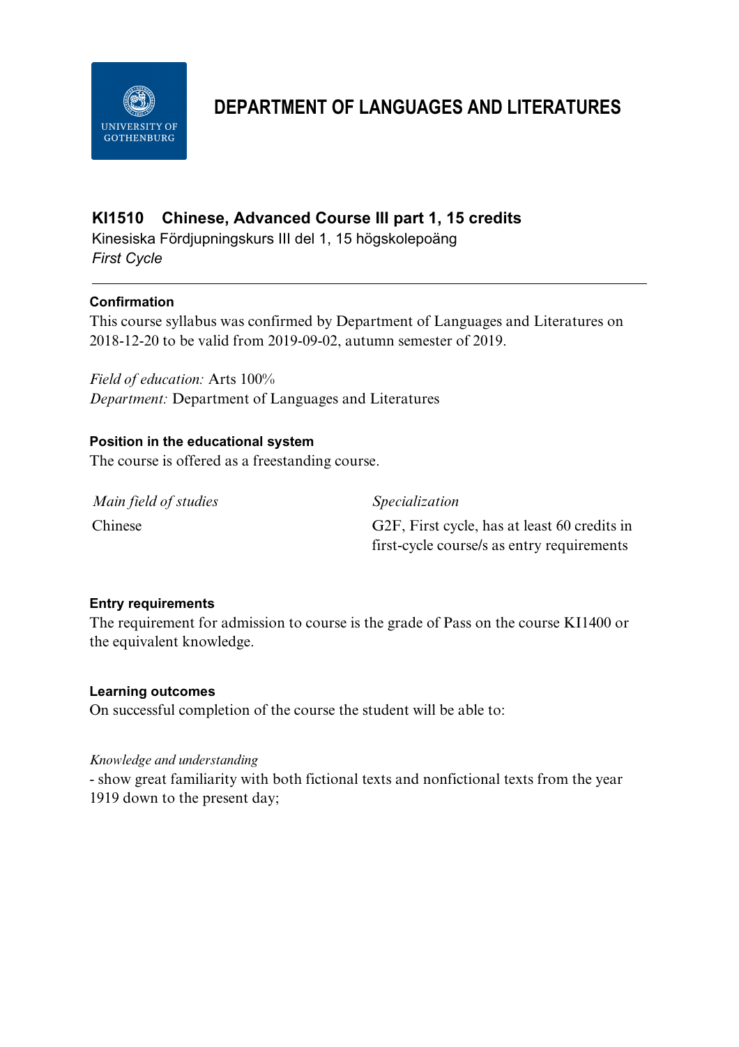# DEPARTMENT OF LANGUAGES AND LITERATURES

## KI1510 Chinese, Advanced Course III part 1, 15 credits

Kinesiska Fördjupningskurs III del 1, 15 högskolepoäng

*First Cycle*

---

### Confirmation

This course syllabus was confirmed by Department of Languages and Literatures on 2018-12-20 to be valid from 2019-09-02, autumn semester of 2019.

*Field of education:* Arts 100%

*Department:* Department of Languages and Literatures

### Position in the educational system

The course is offered as a freestanding course.

| *Main field of studies* | *Specialization* |
| --- | --- |
| Chinese | G2F, First cycle, has at least 60 credits in first-cycle course/s as entry requirements |

### Entry requirements

The requirement for admission to course is the grade of Pass on the course KI1400 or the equivalent knowledge.

### Learning outcomes

On successful completion of the course the student will be able to:

*Knowledge and understanding*

- show great familiarity with both fictional texts and nonfictional texts from the year 1919 down to the present day;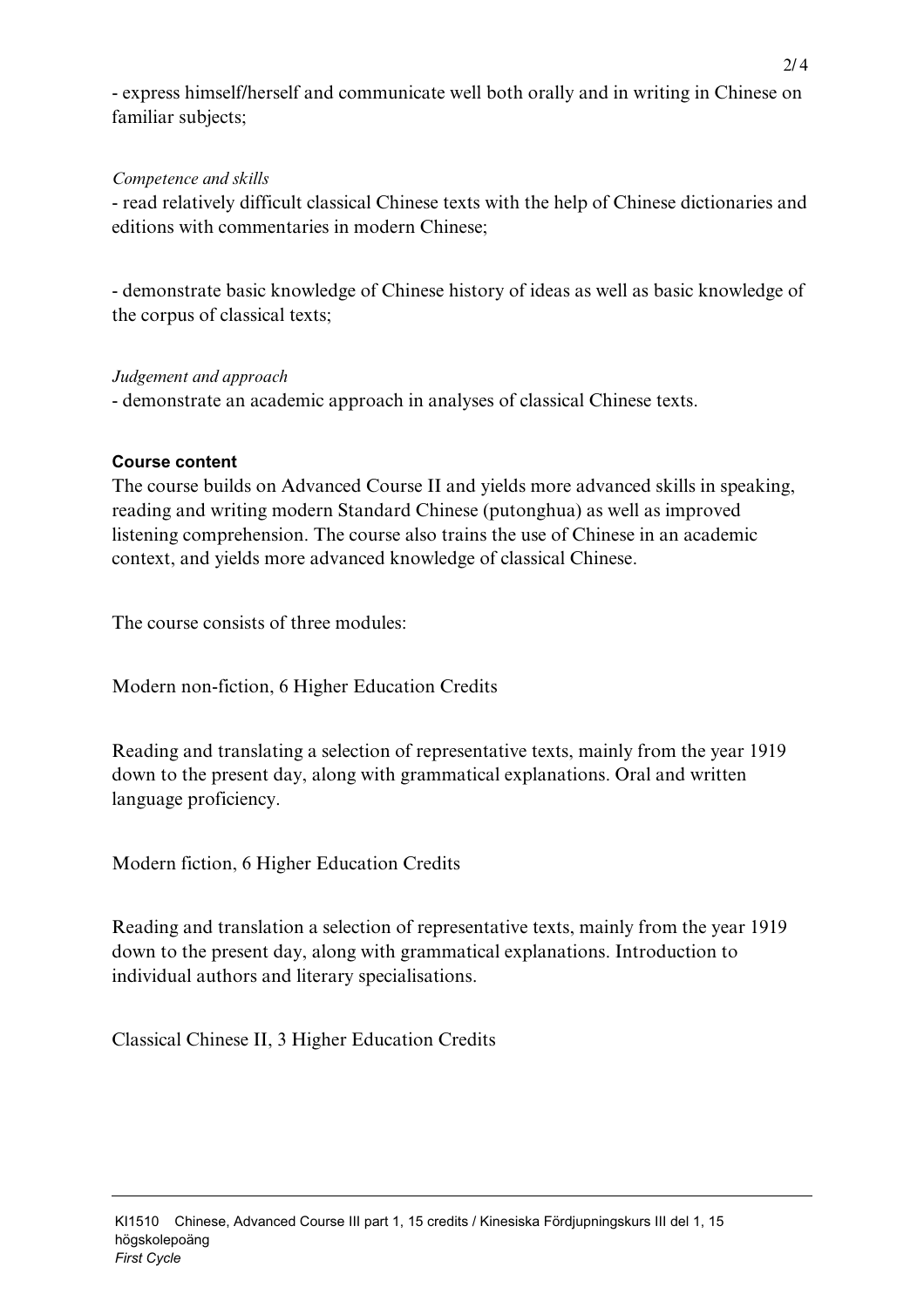- express himself/herself and communicate well both orally and in writing in Chinese on familiar subjects;

*Competence and skills*

- read relatively difficult classical Chinese texts with the help of Chinese dictionaries and editions with commentaries in modern Chinese;

- demonstrate basic knowledge of Chinese history of ideas as well as basic knowledge of the corpus of classical texts;

*Judgement and approach*

- demonstrate an academic approach in analyses of classical Chinese texts.

**Course content**

The course builds on Advanced Course II and yields more advanced skills in speaking, reading and writing modern Standard Chinese (putonghua) as well as improved listening comprehension. The course also trains the use of Chinese in an academic context, and yields more advanced knowledge of classical Chinese.

The course consists of three modules:

Modern non-fiction, 6 Higher Education Credits

Reading and translating a selection of representative texts, mainly from the year 1919 down to the present day, along with grammatical explanations. Oral and written language proficiency.

Modern fiction, 6 Higher Education Credits

Reading and translation a selection of representative texts, mainly from the year 1919 down to the present day, along with grammatical explanations. Introduction to individual authors and literary specialisations.

Classical Chinese II, 3 Higher Education Credits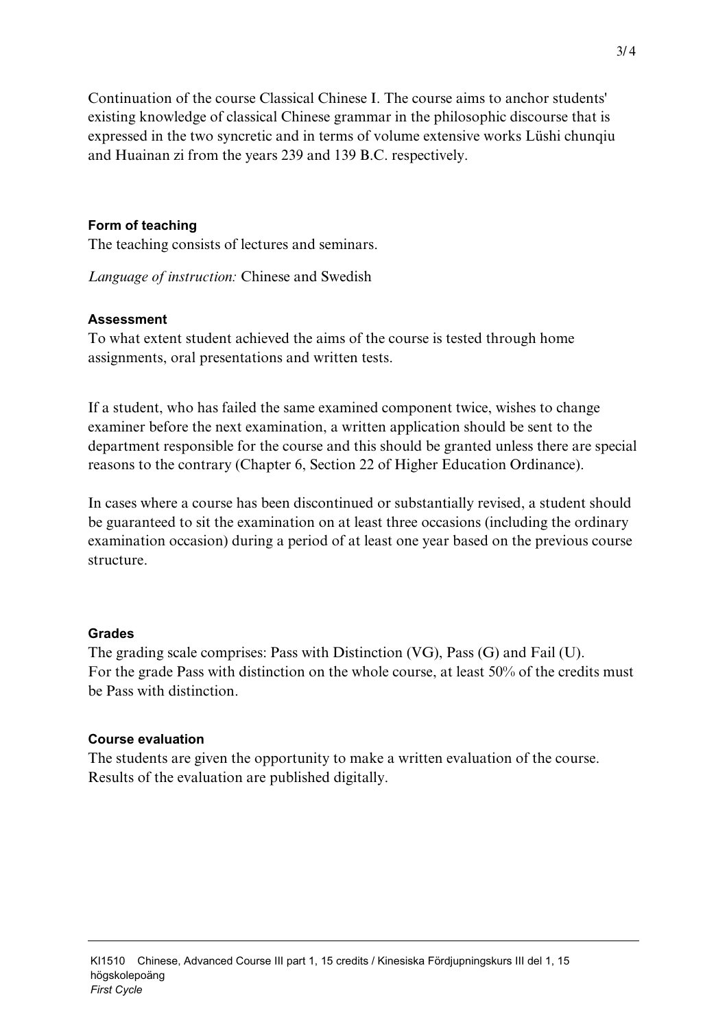Continuation of the course Classical Chinese I. The course aims to anchor students' existing knowledge of classical Chinese grammar in the philosophic discourse that is expressed in the two syncretic and in terms of volume extensive works Lüshi chunqiu and Huainan zi from the years 239 and 139 B.C. respectively.

### Form of teaching

The teaching consists of lectures and seminars.

*Language of instruction:* Chinese and Swedish

### Assessment

To what extent student achieved the aims of the course is tested through home assignments, oral presentations and written tests.

If a student, who has failed the same examined component twice, wishes to change examiner before the next examination, a written application should be sent to the department responsible for the course and this should be granted unless there are special reasons to the contrary (Chapter 6, Section 22 of Higher Education Ordinance).

In cases where a course has been discontinued or substantially revised, a student should be guaranteed to sit the examination on at least three occasions (including the ordinary examination occasion) during a period of at least one year based on the previous course structure.

### Grades

The grading scale comprises: Pass with Distinction (VG), Pass (G) and Fail (U).
For the grade Pass with distinction on the whole course, at least 50% of the credits must be Pass with distinction.

### Course evaluation

The students are given the opportunity to make a written evaluation of the course. Results of the evaluation are published digitally.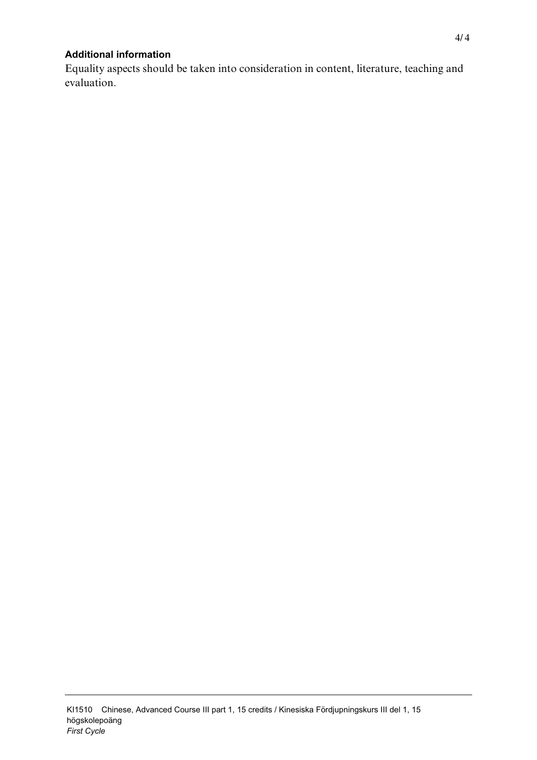**Additional information**

Equality aspects should be taken into consideration in content, literature, teaching and evaluation.